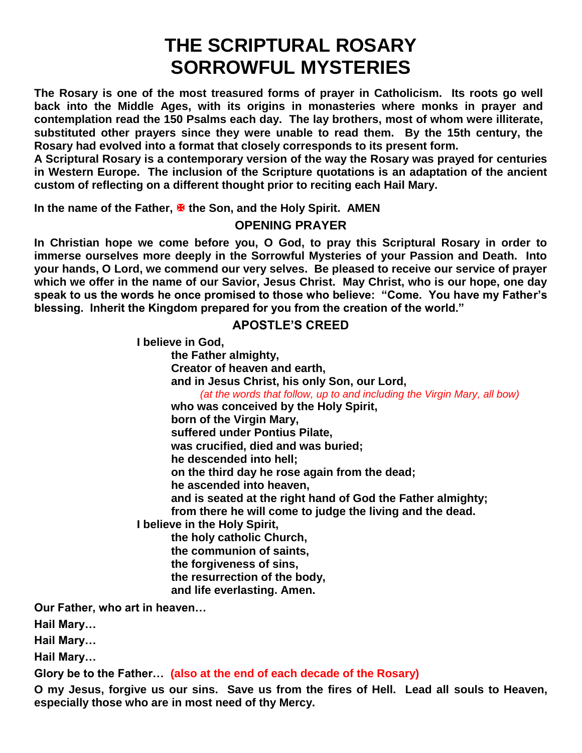# THE SCRIPTURAL ROSARY
# SORROWFUL MYSTERIES

**The Rosary is one of the most treasured forms of prayer in Catholicism. Its roots go well back into the Middle Ages, with its origins in monasteries where monks in prayer and contemplation read the 150 Psalms each day. The lay brothers, most of whom were illiterate, substituted other prayers since they were unable to read them. By the 15th century, the Rosary had evolved into a format that closely corresponds to its present form.**

**A Scriptural Rosary is a contemporary version of the way the Rosary was prayed for centuries in Western Europe. The inclusion of the Scripture quotations is an adaptation of the ancient custom of reflecting on a different thought prior to reciting each Hail Mary.**

**In the name of the Father, ✠ the Son, and the Holy Spirit. AMEN**

## OPENING PRAYER

**In Christian hope we come before you, O God, to pray this Scriptural Rosary in order to immerse ourselves more deeply in the Sorrowful Mysteries of your Passion and Death. Into your hands, O Lord, we commend our very selves. Be pleased to receive our service of prayer which we offer in the name of our Savior, Jesus Christ. May Christ, who is our hope, one day speak to us the words he once promised to those who believe: "Come. You have my Father's blessing. Inherit the Kingdom prepared for you from the creation of the world."**

## APOSTLE'S CREED

**I believe in God,**
**the Father almighty,**
**Creator of heaven and earth,**
**and in Jesus Christ, his only Son, our Lord,**
*(at the words that follow, up to and including the Virgin Mary, all bow)*
**who was conceived by the Holy Spirit,**
**born of the Virgin Mary,**
**suffered under Pontius Pilate,**
**was crucified, died and was buried;**
**he descended into hell;**
**on the third day he rose again from the dead;**
**he ascended into heaven,**
**and is seated at the right hand of God the Father almighty;**
**from there he will come to judge the living and the dead.**
**I believe in the Holy Spirit,**
**the holy catholic Church,**
**the communion of saints,**
**the forgiveness of sins,**
**the resurrection of the body,**
**and life everlasting. Amen.**

**Our Father, who art in heaven…**

**Hail Mary…**

**Hail Mary…**

**Hail Mary…**

**Glory be to the Father… (also at the end of each decade of the Rosary)**

**O my Jesus, forgive us our sins. Save us from the fires of Hell. Lead all souls to Heaven, especially those who are in most need of thy Mercy.**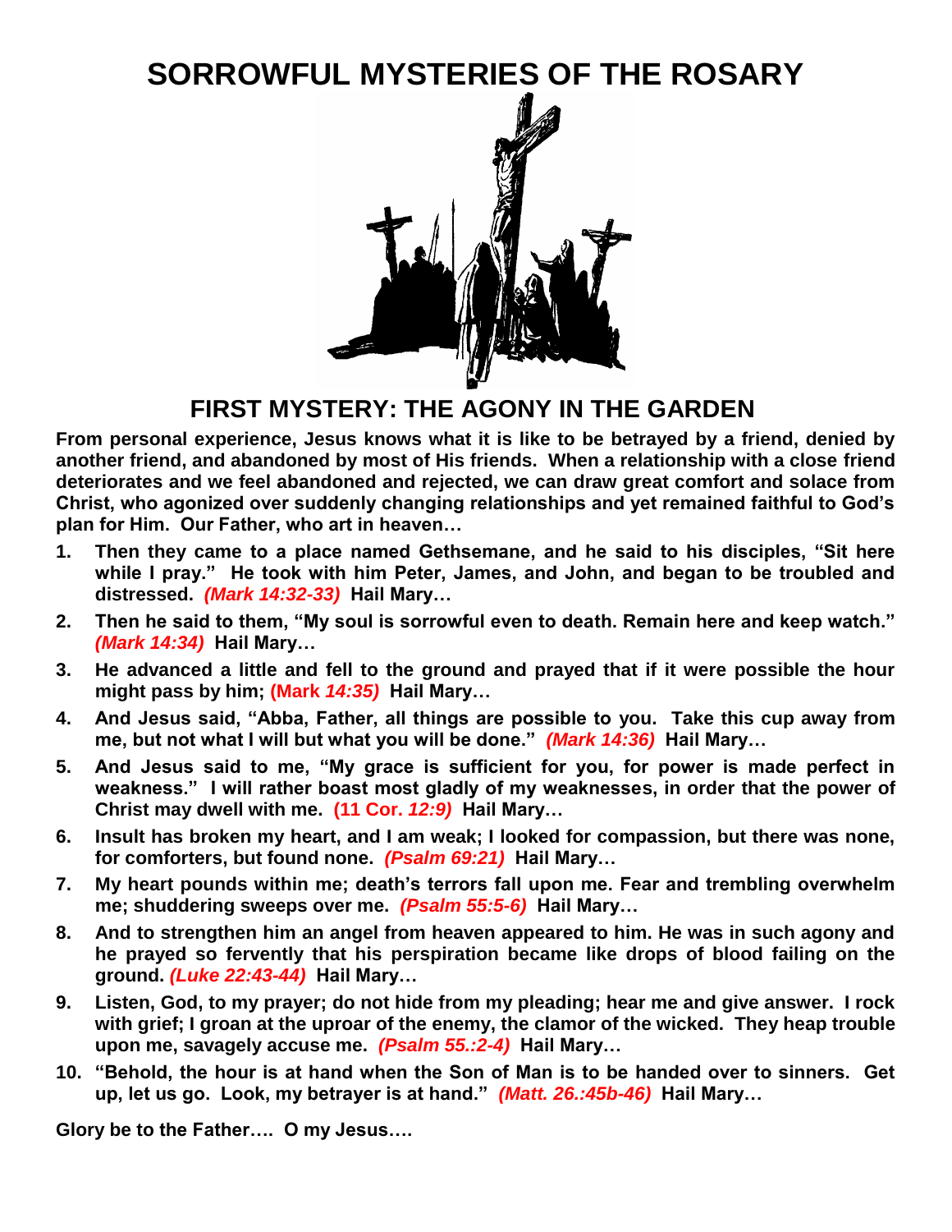# SORROWFUL MYSTERIES OF THE ROSARY

## FIRST MYSTERY: THE AGONY IN THE GARDEN

**From personal experience, Jesus knows what it is like to be betrayed by a friend, denied by another friend, and abandoned by most of His friends. When a relationship with a close friend deteriorates and we feel abandoned and rejected, we can draw great comfort and solace from Christ, who agonized over suddenly changing relationships and yet remained faithful to God's plan for Him. Our Father, who art in heaven…**

1. **Then they came to a place named Gethsemane, and he said to his disciples, "Sit here while I pray." He took with him Peter, James, and John, and began to be troubled and distressed.** ***(Mark 14:32-33)*** **Hail Mary…**
2. **Then he said to them, "My soul is sorrowful even to death. Remain here and keep watch."** ***(Mark 14:34)*** **Hail Mary…**
3. **He advanced a little and fell to the ground and prayed that if it were possible the hour might pass by him; (Mark** ***14:35)*** **Hail Mary…**
4. **And Jesus said, "Abba, Father, all things are possible to you. Take this cup away from me, but not what I will but what you will be done."** ***(Mark 14:36)*** **Hail Mary…**
5. **And Jesus said to me, "My grace is sufficient for you, for power is made perfect in weakness." I will rather boast most gladly of my weaknesses, in order that the power of Christ may dwell with me. (11 Cor.** ***12:9)*** **Hail Mary…**
6. **Insult has broken my heart, and I am weak; I looked for compassion, but there was none, for comforters, but found none.** ***(Psalm 69:21)*** **Hail Mary…**
7. **My heart pounds within me; death's terrors fall upon me. Fear and trembling overwhelm me; shuddering sweeps over me.** ***(Psalm 55:5-6)*** **Hail Mary…**
8. **And to strengthen him an angel from heaven appeared to him. He was in such agony and he prayed so fervently that his perspiration became like drops of blood failing on the ground.** ***(Luke 22:43-44)*** **Hail Mary…**
9. **Listen, God, to my prayer; do not hide from my pleading; hear me and give answer. I rock with grief; I groan at the uproar of the enemy, the clamor of the wicked. They heap trouble upon me, savagely accuse me.** ***(Psalm 55.:2-4)*** **Hail Mary…**
10. **"Behold, the hour is at hand when the Son of Man is to be handed over to sinners. Get up, let us go. Look, my betrayer is at hand."** ***(Matt. 26.:45b-46)*** **Hail Mary…**

**Glory be to the Father…. O my Jesus….**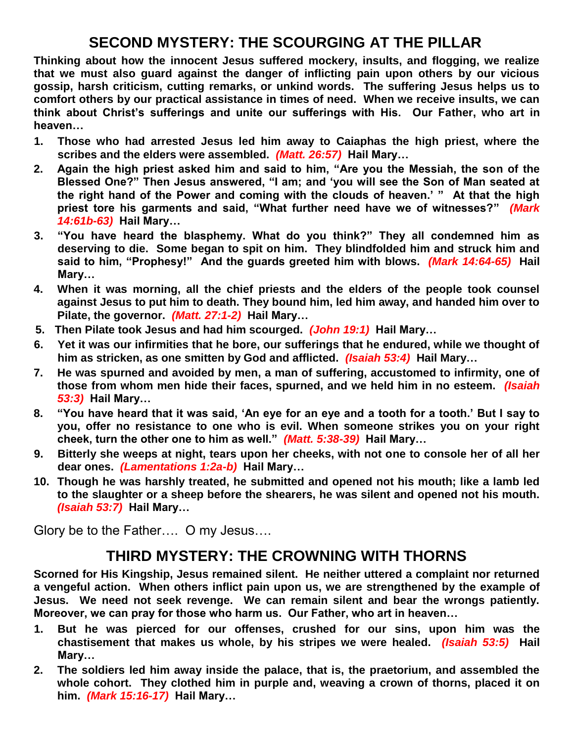## SECOND MYSTERY: THE SCOURGING AT THE PILLAR

**Thinking about how the innocent Jesus suffered mockery, insults, and flogging, we realize that we must also guard against the danger of inflicting pain upon others by our vicious gossip, harsh criticism, cutting remarks, or unkind words. The suffering Jesus helps us to comfort others by our practical assistance in times of need. When we receive insults, we can think about Christ's sufferings and unite our sufferings with His. Our Father, who art in heaven…**

1. **Those who had arrested Jesus led him away to Caiaphas the high priest, where the scribes and the elders were assembled.** ***(Matt. 26:57)*** **Hail Mary…**
2. **Again the high priest asked him and said to him, "Are you the Messiah, the son of the Blessed One?" Then Jesus answered, "I am; and 'you will see the Son of Man seated at the right hand of the Power and coming with the clouds of heaven.' " At that the high priest tore his garments and said, "What further need have we of witnesses?"** ***(Mark 14:61b-63)*** **Hail Mary…**
3. **"You have heard the blasphemy. What do you think?" They all condemned him as deserving to die. Some began to spit on him. They blindfolded him and struck him and said to him, "Prophesy!" And the guards greeted him with blows.** ***(Mark 14:64-65)*** **Hail Mary…**
4. **When it was morning, all the chief priests and the elders of the people took counsel against Jesus to put him to death. They bound him, led him away, and handed him over to Pilate, the governor.** ***(Matt. 27:1-2)*** **Hail Mary…**
5. **Then Pilate took Jesus and had him scourged.** ***(John 19:1)*** **Hail Mary…**
6. **Yet it was our infirmities that he bore, our sufferings that he endured, while we thought of him as stricken, as one smitten by God and afflicted.** ***(Isaiah 53:4)*** **Hail Mary…**
7. **He was spurned and avoided by men, a man of suffering, accustomed to infirmity, one of those from whom men hide their faces, spurned, and we held him in no esteem.** ***(Isaiah 53:3)*** **Hail Mary…**
8. **"You have heard that it was said, 'An eye for an eye and a tooth for a tooth.' But I say to you, offer no resistance to one who is evil. When someone strikes you on your right cheek, turn the other one to him as well."** ***(Matt. 5:38-39)*** **Hail Mary…**
9. **Bitterly she weeps at night, tears upon her cheeks, with not one to console her of all her dear ones.** ***(Lamentations 1:2a-b)*** **Hail Mary…**
10. **Though he was harshly treated, he submitted and opened not his mouth; like a lamb led to the slaughter or a sheep before the shearers, he was silent and opened not his mouth.** ***(Isaiah 53:7)*** **Hail Mary…**

Glory be to the Father…. O my Jesus….

## THIRD MYSTERY: THE CROWNING WITH THORNS

**Scorned for His Kingship, Jesus remained silent. He neither uttered a complaint nor returned a vengeful action. When others inflict pain upon us, we are strengthened by the example of Jesus. We need not seek revenge. We can remain silent and bear the wrongs patiently. Moreover, we can pray for those who harm us. Our Father, who art in heaven…**

1. **But he was pierced for our offenses, crushed for our sins, upon him was the chastisement that makes us whole, by his stripes we were healed.** ***(Isaiah 53:5)*** **Hail Mary…**
2. **The soldiers led him away inside the palace, that is, the praetorium, and assembled the whole cohort. They clothed him in purple and, weaving a crown of thorns, placed it on him.** ***(Mark 15:16-17)*** **Hail Mary…**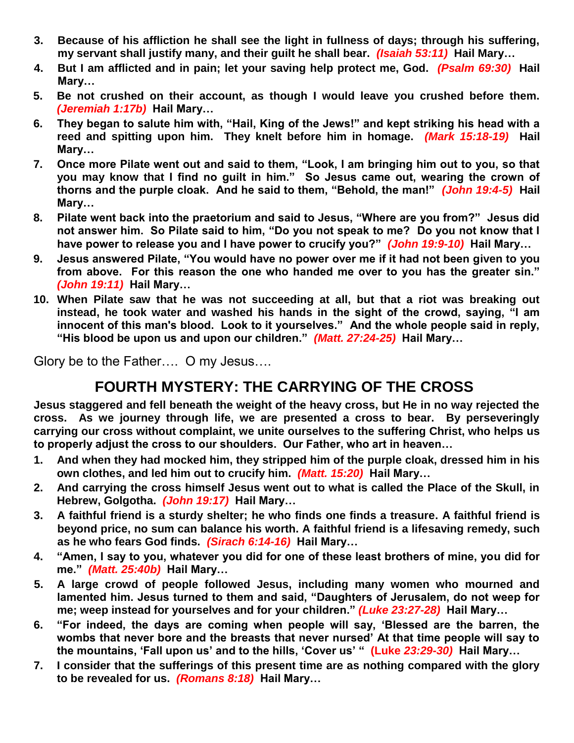3. **Because of his affliction he shall see the light in fullness of days; through his suffering, my servant shall justify many, and their guilt he shall bear.** ***(Isaiah 53:11)*** **Hail Mary…**
4. **But I am afflicted and in pain; let your saving help protect me, God.** ***(Psalm 69:30)*** **Hail Mary…**
5. **Be not crushed on their account, as though I would leave you crushed before them.** ***(Jeremiah 1:17b)*** **Hail Mary…**
6. **They began to salute him with, "Hail, King of the Jews!" and kept striking his head with a reed and spitting upon him. They knelt before him in homage.** ***(Mark 15:18-19)*** **Hail Mary…**
7. **Once more Pilate went out and said to them, "Look, I am bringing him out to you, so that you may know that I find no guilt in him." So Jesus came out, wearing the crown of thorns and the purple cloak. And he said to them, "Behold, the man!"** ***(John 19:4-5)*** **Hail Mary…**
8. **Pilate went back into the praetorium and said to Jesus, "Where are you from?" Jesus did not answer him. So Pilate said to him, "Do you not speak to me? Do you not know that I have power to release you and I have power to crucify you?"** ***(John 19:9-10)*** **Hail Mary…**
9. **Jesus answered Pilate, "You would have no power over me if it had not been given to you from above. For this reason the one who handed me over to you has the greater sin."** ***(John 19:11)*** **Hail Mary…**
10. **When Pilate saw that he was not succeeding at all, but that a riot was breaking out instead, he took water and washed his hands in the sight of the crowd, saying, "I am innocent of this man's blood. Look to it yourselves." And the whole people said in reply, "His blood be upon us and upon our children."** ***(Matt. 27:24-25)*** **Hail Mary…**

Glory be to the Father…. O my Jesus….

## FOURTH MYSTERY: THE CARRYING OF THE CROSS

**Jesus staggered and fell beneath the weight of the heavy cross, but He in no way rejected the cross. As we journey through life, we are presented a cross to bear. By perseveringly carrying our cross without complaint, we unite ourselves to the suffering Christ, who helps us to properly adjust the cross to our shoulders. Our Father, who art in heaven…**

1. **And when they had mocked him, they stripped him of the purple cloak, dressed him in his own clothes, and led him out to crucify him.** ***(Matt. 15:20)*** **Hail Mary…**
2. **And carrying the cross himself Jesus went out to what is called the Place of the Skull, in Hebrew, Golgotha.** ***(John 19:17)*** **Hail Mary…**
3. **A faithful friend is a sturdy shelter; he who finds one finds a treasure. A faithful friend is beyond price, no sum can balance his worth. A faithful friend is a lifesaving remedy, such as he who fears God finds.** ***(Sirach 6:14-16)*** **Hail Mary…**
4. **"Amen, I say to you, whatever you did for one of these least brothers of mine, you did for me."** ***(Matt. 25:40b)*** **Hail Mary…**
5. **A large crowd of people followed Jesus, including many women who mourned and lamented him. Jesus turned to them and said, "Daughters of Jerusalem, do not weep for me; weep instead for yourselves and for your children."** ***(Luke 23:27-28)*** **Hail Mary…**
6. **"For indeed, the days are coming when people will say, 'Blessed are the barren, the wombs that never bore and the breasts that never nursed' At that time people will say to the mountains, 'Fall upon us' and to the hills, 'Cover us' "** **(Luke *23:29-30)*** **Hail Mary…**
7. **I consider that the sufferings of this present time are as nothing compared with the glory to be revealed for us.** ***(Romans 8:18)*** **Hail Mary…**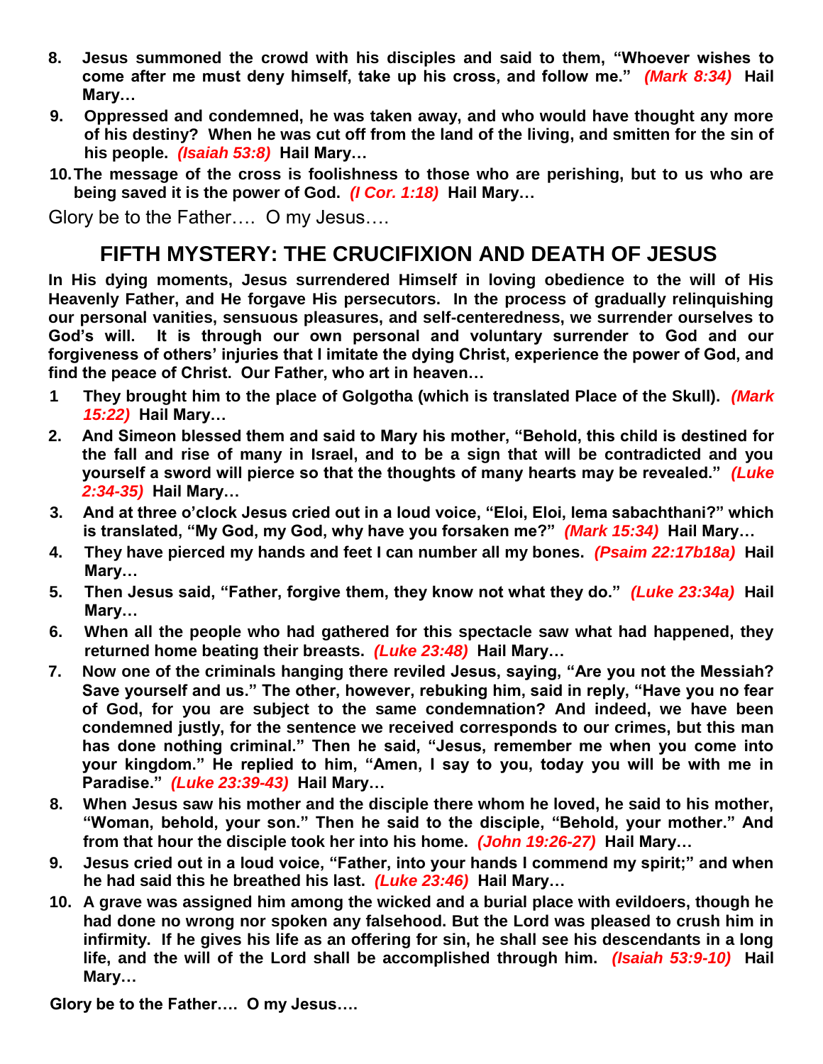8. **Jesus summoned the crowd with his disciples and said to them, "Whoever wishes to come after me must deny himself, take up his cross, and follow me."** ***(Mark 8:34)*** **Hail Mary…**
9. **Oppressed and condemned, he was taken away, and who would have thought any more of his destiny? When he was cut off from the land of the living, and smitten for the sin of his people.** ***(Isaiah 53:8)*** **Hail Mary…**
10. **The message of the cross is foolishness to those who are perishing, but to us who are being saved it is the power of God.** ***(I Cor. 1:18)*** **Hail Mary…**

Glory be to the Father…. O my Jesus….

## FIFTH MYSTERY: THE CRUCIFIXION AND DEATH OF JESUS

**In His dying moments, Jesus surrendered Himself in loving obedience to the will of His Heavenly Father, and He forgave His persecutors. In the process of gradually relinquishing our personal vanities, sensuous pleasures, and self-centeredness, we surrender ourselves to God's will. It is through our own personal and voluntary surrender to God and our forgiveness of others' injuries that I imitate the dying Christ, experience the power of God, and find the peace of Christ. Our Father, who art in heaven…**

1. **They brought him to the place of Golgotha (which is translated Place of the Skull).** ***(Mark 15:22)*** **Hail Mary…**
2. **And Simeon blessed them and said to Mary his mother, "Behold, this child is destined for the fall and rise of many in Israel, and to be a sign that will be contradicted and you yourself a sword will pierce so that the thoughts of many hearts may be revealed."** ***(Luke 2:34-35)*** **Hail Mary…**
3. **And at three o'clock Jesus cried out in a loud voice, "Eloi, Eloi, lema sabachthani?" which is translated, "My God, my God, why have you forsaken me?"** ***(Mark 15:34)*** **Hail Mary…**
4. **They have pierced my hands and feet I can number all my bones.** ***(Psaim 22:17b18a)*** **Hail Mary…**
5. **Then Jesus said, "Father, forgive them, they know not what they do."** ***(Luke 23:34a)*** **Hail Mary…**
6. **When all the people who had gathered for this spectacle saw what had happened, they returned home beating their breasts.** ***(Luke 23:48)*** **Hail Mary…**
7. **Now one of the criminals hanging there reviled Jesus, saying, "Are you not the Messiah? Save yourself and us." The other, however, rebuking him, said in reply, "Have you no fear of God, for you are subject to the same condemnation? And indeed, we have been condemned justly, for the sentence we received corresponds to our crimes, but this man has done nothing criminal." Then he said, "Jesus, remember me when you come into your kingdom." He replied to him, "Amen, I say to you, today you will be with me in Paradise."** ***(Luke 23:39-43)*** **Hail Mary…**
8. **When Jesus saw his mother and the disciple there whom he loved, he said to his mother, "Woman, behold, your son." Then he said to the disciple, "Behold, your mother." And from that hour the disciple took her into his home.** ***(John 19:26-27)*** **Hail Mary…**
9. **Jesus cried out in a loud voice, "Father, into your hands I commend my spirit;" and when he had said this he breathed his last.** ***(Luke 23:46)*** **Hail Mary…**
10. **A grave was assigned him among the wicked and a burial place with evildoers, though he had done no wrong nor spoken any falsehood. But the Lord was pleased to crush him in infirmity. If he gives his life as an offering for sin, he shall see his descendants in a long life, and the will of the Lord shall be accomplished through him.** ***(Isaiah 53:9-10)*** **Hail Mary…**

**Glory be to the Father…. O my Jesus….**